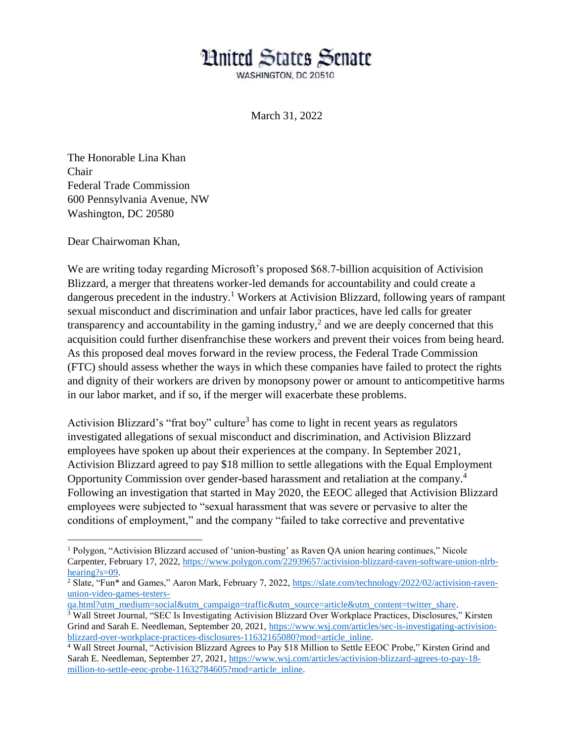# United States Senate

WASHINGTON, DC 20510

March 31, 2022

The Honorable Lina Khan
Chair
Federal Trade Commission
600 Pennsylvania Avenue, NW
Washington, DC 20580

Dear Chairwoman Khan,

We are writing today regarding Microsoft's proposed $68.7-billion acquisition of Activision Blizzard, a merger that threatens worker-led demands for accountability and could create a dangerous precedent in the industry.[1] Workers at Activision Blizzard, following years of rampant sexual misconduct and discrimination and unfair labor practices, have led calls for greater transparency and accountability in the gaming industry,[2] and we are deeply concerned that this acquisition could further disenfranchise these workers and prevent their voices from being heard. As this proposed deal moves forward in the review process, the Federal Trade Commission (FTC) should assess whether the ways in which these companies have failed to protect the rights and dignity of their workers are driven by monopsony power or amount to anticompetitive harms in our labor market, and if so, if the merger will exacerbate these problems.

Activision Blizzard's "frat boy" culture[3] has come to light in recent years as regulators investigated allegations of sexual misconduct and discrimination, and Activision Blizzard employees have spoken up about their experiences at the company. In September 2021, Activision Blizzard agreed to pay $18 million to settle allegations with the Equal Employment Opportunity Commission over gender-based harassment and retaliation at the company.[4] Following an investigation that started in May 2020, the EEOC alleged that Activision Blizzard employees were subjected to "sexual harassment that was severe or pervasive to alter the conditions of employment," and the company "failed to take corrective and preventative

---

[1] Polygon, "Activision Blizzard accused of 'union-busting' as Raven QA union hearing continues," Nicole Carpenter, February 17, 2022, https://www.polygon.com/22939657/activision-blizzard-raven-software-union-nlrb-hearing?s=09.

[2] Slate, "Fun* and Games," Aaron Mark, February 7, 2022, https://slate.com/technology/2022/02/activision-raven-union-video-games-testers-qa.html?utm_medium=social&utm_campaign=traffic&utm_source=article&utm_content=twitter_share.

[3] Wall Street Journal, "SEC Is Investigating Activision Blizzard Over Workplace Practices, Disclosures," Kirsten Grind and Sarah E. Needleman, September 20, 2021, https://www.wsj.com/articles/sec-is-investigating-activision-blizzard-over-workplace-practices-disclosures-11632165080?mod=article_inline.

[4] Wall Street Journal, "Activision Blizzard Agrees to Pay $18 Million to Settle EEOC Probe," Kirsten Grind and Sarah E. Needleman, September 27, 2021, https://www.wsj.com/articles/activision-blizzard-agrees-to-pay-18-million-to-settle-eeoc-probe-11632784605?mod=article_inline.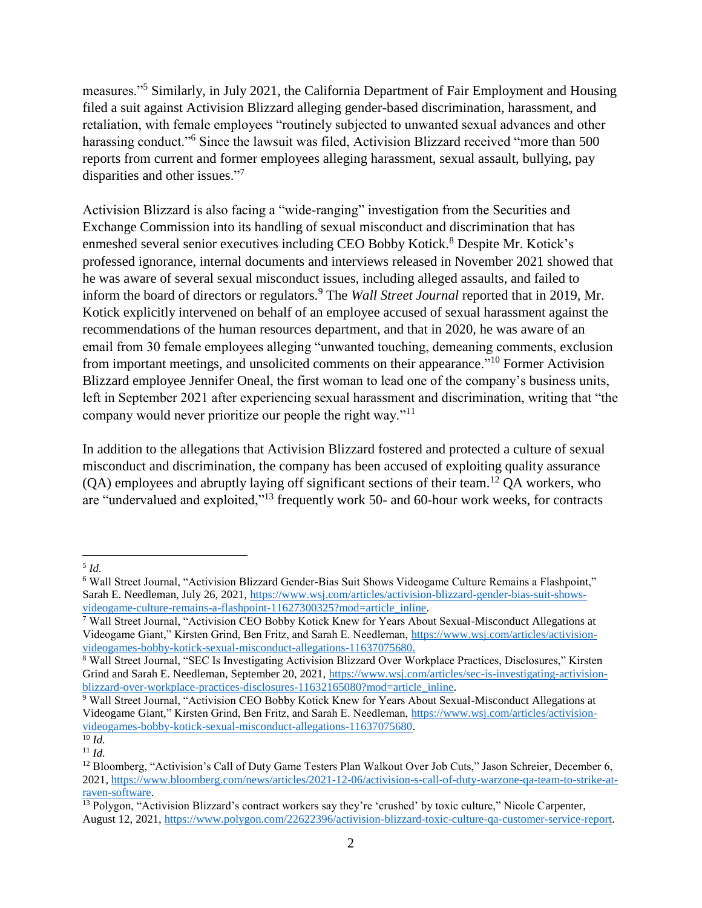measures."[5] Similarly, in July 2021, the California Department of Fair Employment and Housing filed a suit against Activision Blizzard alleging gender-based discrimination, harassment, and retaliation, with female employees "routinely subjected to unwanted sexual advances and other harassing conduct."[6] Since the lawsuit was filed, Activision Blizzard received "more than 500 reports from current and former employees alleging harassment, sexual assault, bullying, pay disparities and other issues."[7]

Activision Blizzard is also facing a "wide-ranging" investigation from the Securities and Exchange Commission into its handling of sexual misconduct and discrimination that has enmeshed several senior executives including CEO Bobby Kotick.[8] Despite Mr. Kotick's professed ignorance, internal documents and interviews released in November 2021 showed that he was aware of several sexual misconduct issues, including alleged assaults, and failed to inform the board of directors or regulators.[9] The *Wall Street Journal* reported that in 2019, Mr. Kotick explicitly intervened on behalf of an employee accused of sexual harassment against the recommendations of the human resources department, and that in 2020, he was aware of an email from 30 female employees alleging "unwanted touching, demeaning comments, exclusion from important meetings, and unsolicited comments on their appearance."[10] Former Activision Blizzard employee Jennifer Oneal, the first woman to lead one of the company's business units, left in September 2021 after experiencing sexual harassment and discrimination, writing that "the company would never prioritize our people the right way."[11]

In addition to the allegations that Activision Blizzard fostered and protected a culture of sexual misconduct and discrimination, the company has been accused of exploiting quality assurance (QA) employees and abruptly laying off significant sections of their team.[12] QA workers, who are "undervalued and exploited,"[13] frequently work 50- and 60-hour work weeks, for contracts

---

[5] *Id.*

[6] Wall Street Journal, "Activision Blizzard Gender-Bias Suit Shows Videogame Culture Remains a Flashpoint," Sarah E. Needleman, July 26, 2021, https://www.wsj.com/articles/activision-blizzard-gender-bias-suit-shows-videogame-culture-remains-a-flashpoint-11627300325?mod=article_inline.

[7] Wall Street Journal, "Activision CEO Bobby Kotick Knew for Years About Sexual-Misconduct Allegations at Videogame Giant," Kirsten Grind, Ben Fritz, and Sarah E. Needleman, https://www.wsj.com/articles/activision-videogames-bobby-kotick-sexual-misconduct-allegations-11637075680.

[8] Wall Street Journal, "SEC Is Investigating Activision Blizzard Over Workplace Practices, Disclosures," Kirsten Grind and Sarah E. Needleman, September 20, 2021, https://www.wsj.com/articles/sec-is-investigating-activision-blizzard-over-workplace-practices-disclosures-11632165080?mod=article_inline.

[9] Wall Street Journal, "Activision CEO Bobby Kotick Knew for Years About Sexual-Misconduct Allegations at Videogame Giant," Kirsten Grind, Ben Fritz, and Sarah E. Needleman, https://www.wsj.com/articles/activision-videogames-bobby-kotick-sexual-misconduct-allegations-11637075680.

[10] *Id.*

[11] *Id.*

[12] Bloomberg, "Activision's Call of Duty Game Testers Plan Walkout Over Job Cuts," Jason Schreier, December 6, 2021, https://www.bloomberg.com/news/articles/2021-12-06/activision-s-call-of-duty-warzone-qa-team-to-strike-at-raven-software.

[13] Polygon, "Activision Blizzard's contract workers say they're 'crushed' by toxic culture," Nicole Carpenter, August 12, 2021, https://www.polygon.com/22622396/activision-blizzard-toxic-culture-qa-customer-service-report.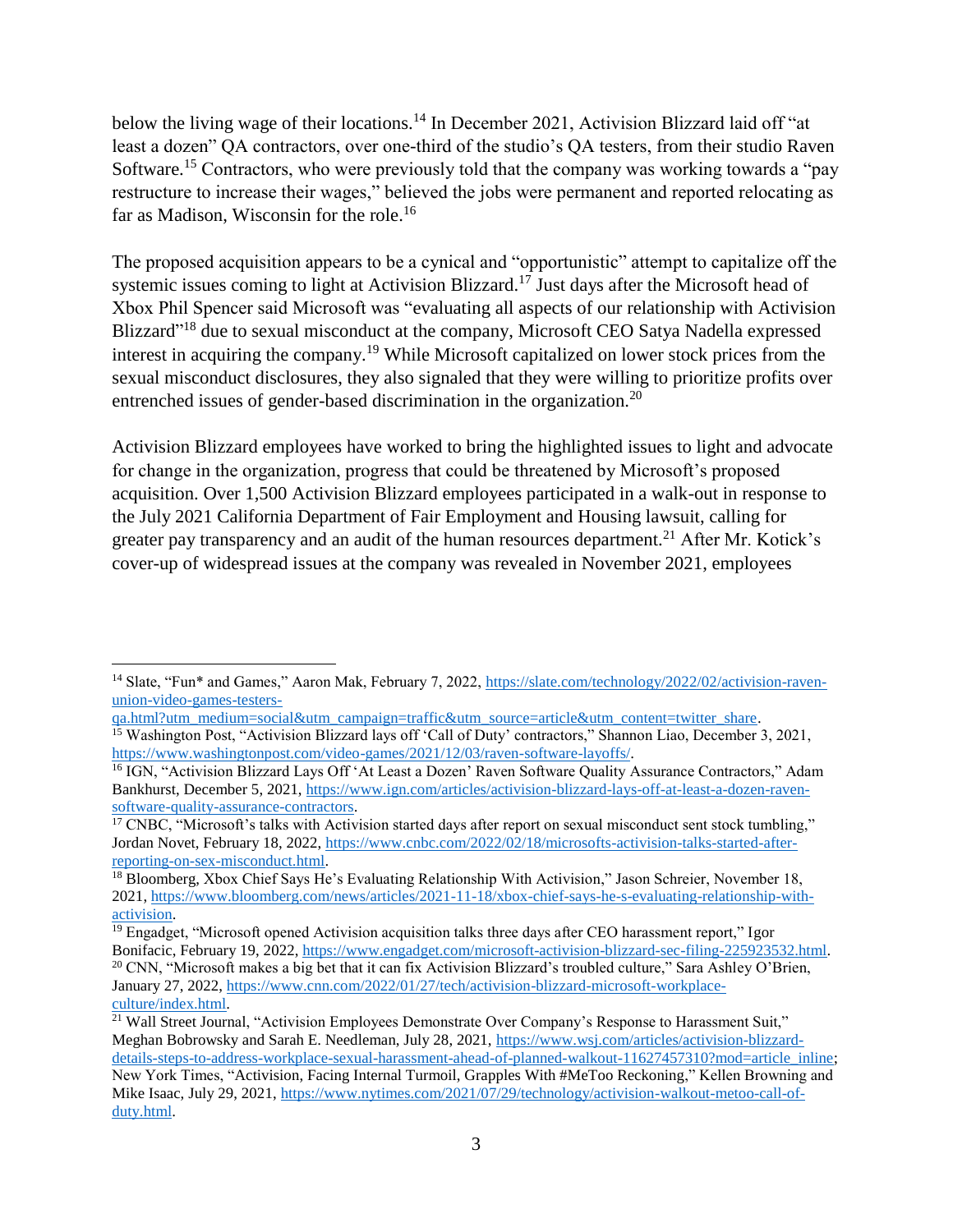below the living wage of their locations.[14] In December 2021, Activision Blizzard laid off "at least a dozen" QA contractors, over one-third of the studio's QA testers, from their studio Raven Software.[15] Contractors, who were previously told that the company was working towards a "pay restructure to increase their wages," believed the jobs were permanent and reported relocating as far as Madison, Wisconsin for the role.[16]

The proposed acquisition appears to be a cynical and "opportunistic" attempt to capitalize off the systemic issues coming to light at Activision Blizzard.[17] Just days after the Microsoft head of Xbox Phil Spencer said Microsoft was "evaluating all aspects of our relationship with Activision Blizzard"[18] due to sexual misconduct at the company, Microsoft CEO Satya Nadella expressed interest in acquiring the company.[19] While Microsoft capitalized on lower stock prices from the sexual misconduct disclosures, they also signaled that they were willing to prioritize profits over entrenched issues of gender-based discrimination in the organization.[20]

Activision Blizzard employees have worked to bring the highlighted issues to light and advocate for change in the organization, progress that could be threatened by Microsoft's proposed acquisition. Over 1,500 Activision Blizzard employees participated in a walk-out in response to the July 2021 California Department of Fair Employment and Housing lawsuit, calling for greater pay transparency and an audit of the human resources department.[21] After Mr. Kotick's cover-up of widespread issues at the company was revealed in November 2021, employees

---

[14] Slate, "Fun* and Games," Aaron Mak, February 7, 2022, https://slate.com/technology/2022/02/activision-raven-union-video-games-testers-qa.html?utm_medium=social&utm_campaign=traffic&utm_source=article&utm_content=twitter_share.

[15] Washington Post, "Activision Blizzard lays off 'Call of Duty' contractors," Shannon Liao, December 3, 2021, https://www.washingtonpost.com/video-games/2021/12/03/raven-software-layoffs/.

[16] IGN, "Activision Blizzard Lays Off 'At Least a Dozen' Raven Software Quality Assurance Contractors," Adam Bankhurst, December 5, 2021, https://www.ign.com/articles/activision-blizzard-lays-off-at-least-a-dozen-raven-software-quality-assurance-contractors.

[17] CNBC, "Microsoft's talks with Activision started days after report on sexual misconduct sent stock tumbling," Jordan Novet, February 18, 2022, https://www.cnbc.com/2022/02/18/microsofts-activision-talks-started-after-reporting-on-sex-misconduct.html.

[18] Bloomberg, Xbox Chief Says He's Evaluating Relationship With Activision," Jason Schreier, November 18, 2021, https://www.bloomberg.com/news/articles/2021-11-18/xbox-chief-says-he-s-evaluating-relationship-with-activision.

[19] Engadget, "Microsoft opened Activision acquisition talks three days after CEO harassment report," Igor Bonifacic, February 19, 2022, https://www.engadget.com/microsoft-activision-blizzard-sec-filing-225923532.html.

[20] CNN, "Microsoft makes a big bet that it can fix Activision Blizzard's troubled culture," Sara Ashley O'Brien, January 27, 2022, https://www.cnn.com/2022/01/27/tech/activision-blizzard-microsoft-workplace-culture/index.html.

[21] Wall Street Journal, "Activision Employees Demonstrate Over Company's Response to Harassment Suit," Meghan Bobrowsky and Sarah E. Needleman, July 28, 2021, https://www.wsj.com/articles/activision-blizzard-details-steps-to-address-workplace-sexual-harassment-ahead-of-planned-walkout-11627457310?mod=article_inline; New York Times, "Activision, Facing Internal Turmoil, Grapples With #MeToo Reckoning," Kellen Browning and Mike Isaac, July 29, 2021, https://www.nytimes.com/2021/07/29/technology/activision-walkout-metoo-call-of-duty.html.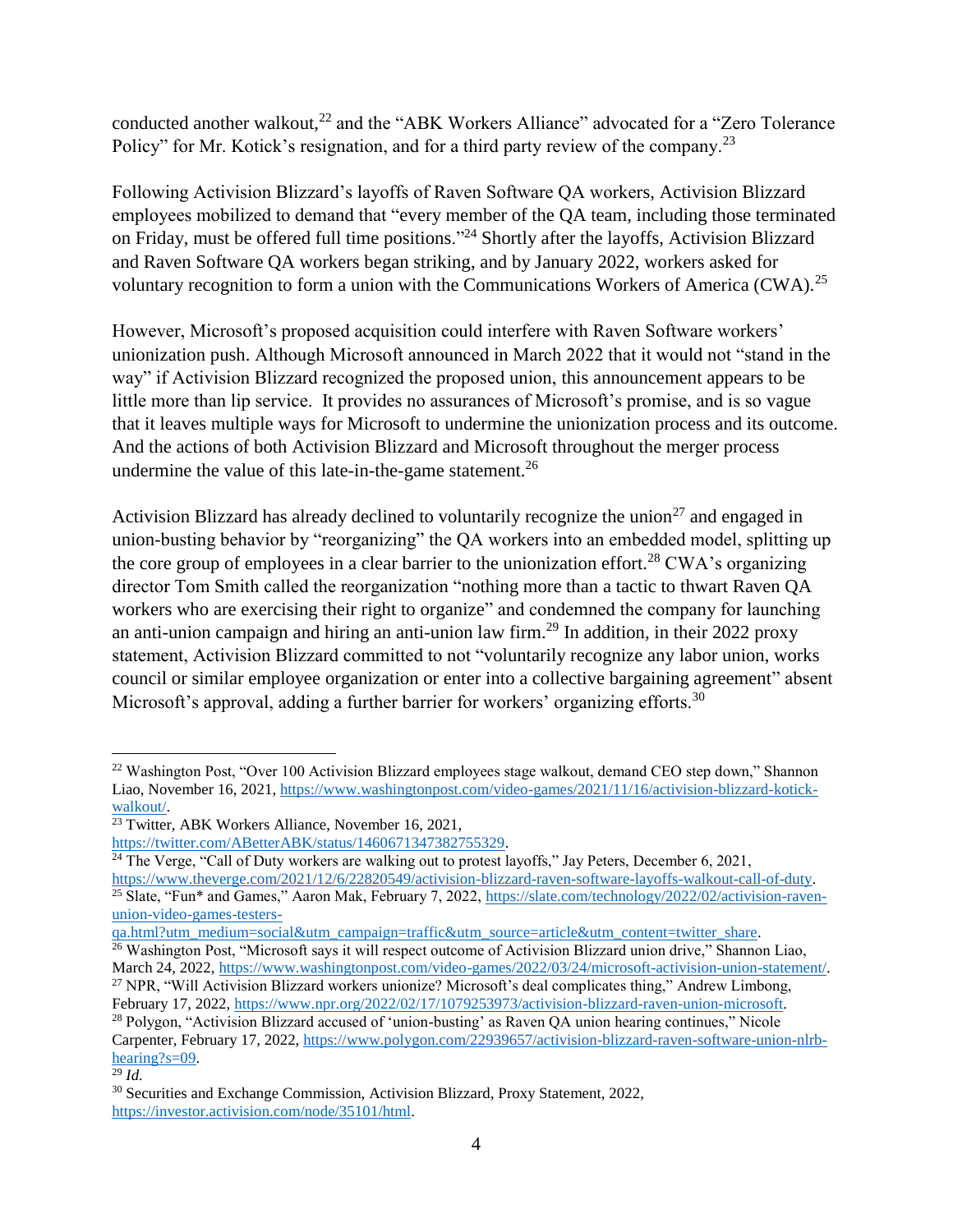conducted another walkout,[22] and the "ABK Workers Alliance" advocated for a "Zero Tolerance Policy" for Mr. Kotick's resignation, and for a third party review of the company.[23]

Following Activision Blizzard's layoffs of Raven Software QA workers, Activision Blizzard employees mobilized to demand that "every member of the QA team, including those terminated on Friday, must be offered full time positions."[24] Shortly after the layoffs, Activision Blizzard and Raven Software QA workers began striking, and by January 2022, workers asked for voluntary recognition to form a union with the Communications Workers of America (CWA).[25]

However, Microsoft's proposed acquisition could interfere with Raven Software workers' unionization push. Although Microsoft announced in March 2022 that it would not "stand in the way" if Activision Blizzard recognized the proposed union, this announcement appears to be little more than lip service. It provides no assurances of Microsoft's promise, and is so vague that it leaves multiple ways for Microsoft to undermine the unionization process and its outcome. And the actions of both Activision Blizzard and Microsoft throughout the merger process undermine the value of this late-in-the-game statement.[26]

Activision Blizzard has already declined to voluntarily recognize the union[27] and engaged in union-busting behavior by "reorganizing" the QA workers into an embedded model, splitting up the core group of employees in a clear barrier to the unionization effort.[28] CWA's organizing director Tom Smith called the reorganization "nothing more than a tactic to thwart Raven QA workers who are exercising their right to organize" and condemned the company for launching an anti-union campaign and hiring an anti-union law firm.[29] In addition, in their 2022 proxy statement, Activision Blizzard committed to not "voluntarily recognize any labor union, works council or similar employee organization or enter into a collective bargaining agreement" absent Microsoft's approval, adding a further barrier for workers' organizing efforts.[30]

---

[22] Washington Post, "Over 100 Activision Blizzard employees stage walkout, demand CEO step down," Shannon Liao, November 16, 2021, https://www.washingtonpost.com/video-games/2021/11/16/activision-blizzard-kotick-walkout/.

[23] Twitter, ABK Workers Alliance, November 16, 2021, https://twitter.com/ABetterABK/status/1460671347382755329.

[24] The Verge, "Call of Duty workers are walking out to protest layoffs," Jay Peters, December 6, 2021, https://www.theverge.com/2021/12/6/22820549/activision-blizzard-raven-software-layoffs-walkout-call-of-duty.

[25] Slate, "Fun* and Games," Aaron Mak, February 7, 2022, https://slate.com/technology/2022/02/activision-raven-union-video-games-testers-qa.html?utm_medium=social&utm_campaign=traffic&utm_source=article&utm_content=twitter_share.

[26] Washington Post, "Microsoft says it will respect outcome of Activision Blizzard union drive," Shannon Liao, March 24, 2022, https://www.washingtonpost.com/video-games/2022/03/24/microsoft-activision-union-statement/.

[27] NPR, "Will Activision Blizzard workers unionize? Microsoft's deal complicates thing," Andrew Limbong, February 17, 2022, https://www.npr.org/2022/02/17/1079253973/activision-blizzard-raven-union-microsoft.

[28] Polygon, "Activision Blizzard accused of 'union-busting' as Raven QA union hearing continues," Nicole Carpenter, February 17, 2022, https://www.polygon.com/22939657/activision-blizzard-raven-software-union-nlrb-hearing?s=09.

[29] *Id.*

[30] Securities and Exchange Commission, Activision Blizzard, Proxy Statement, 2022, https://investor.activision.com/node/35101/html.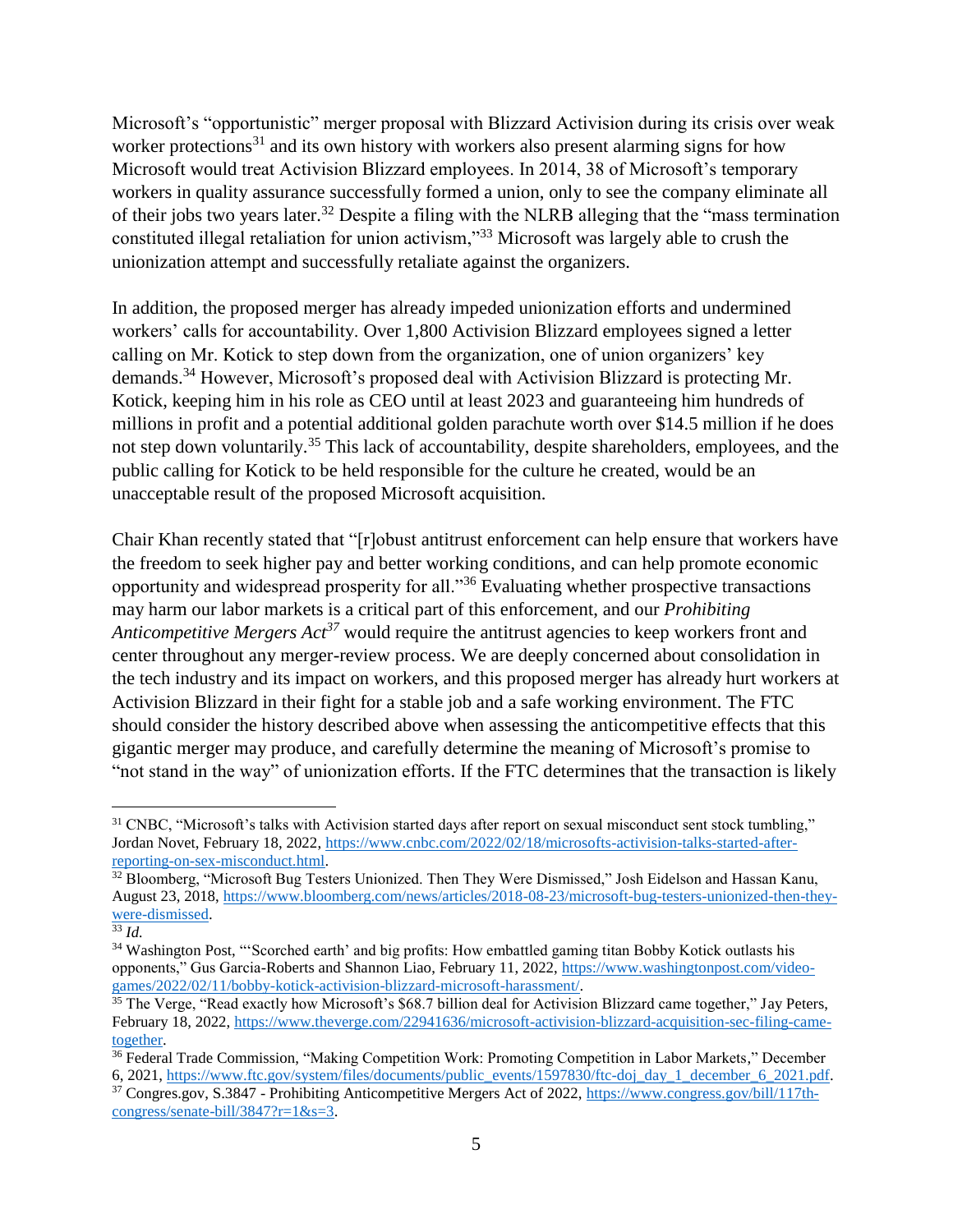Microsoft's "opportunistic" merger proposal with Blizzard Activision during its crisis over weak worker protections[31] and its own history with workers also present alarming signs for how Microsoft would treat Activision Blizzard employees. In 2014, 38 of Microsoft's temporary workers in quality assurance successfully formed a union, only to see the company eliminate all of their jobs two years later.[32] Despite a filing with the NLRB alleging that the "mass termination constituted illegal retaliation for union activism,"[33] Microsoft was largely able to crush the unionization attempt and successfully retaliate against the organizers.

In addition, the proposed merger has already impeded unionization efforts and undermined workers' calls for accountability. Over 1,800 Activision Blizzard employees signed a letter calling on Mr. Kotick to step down from the organization, one of union organizers' key demands.[34] However, Microsoft's proposed deal with Activision Blizzard is protecting Mr. Kotick, keeping him in his role as CEO until at least 2023 and guaranteeing him hundreds of millions in profit and a potential additional golden parachute worth over $14.5 million if he does not step down voluntarily.[35] This lack of accountability, despite shareholders, employees, and the public calling for Kotick to be held responsible for the culture he created, would be an unacceptable result of the proposed Microsoft acquisition.

Chair Khan recently stated that "[r]obust antitrust enforcement can help ensure that workers have the freedom to seek higher pay and better working conditions, and can help promote economic opportunity and widespread prosperity for all."[36] Evaluating whether prospective transactions may harm our labor markets is a critical part of this enforcement, and our *Prohibiting Anticompetitive Mergers Act*[37] would require the antitrust agencies to keep workers front and center throughout any merger-review process. We are deeply concerned about consolidation in the tech industry and its impact on workers, and this proposed merger has already hurt workers at Activision Blizzard in their fight for a stable job and a safe working environment. The FTC should consider the history described above when assessing the anticompetitive effects that this gigantic merger may produce, and carefully determine the meaning of Microsoft's promise to "not stand in the way" of unionization efforts. If the FTC determines that the transaction is likely

---

[31] CNBC, "Microsoft's talks with Activision started days after report on sexual misconduct sent stock tumbling," Jordan Novet, February 18, 2022, https://www.cnbc.com/2022/02/18/microsofts-activision-talks-started-after-reporting-on-sex-misconduct.html.

[32] Bloomberg, "Microsoft Bug Testers Unionized. Then They Were Dismissed," Josh Eidelson and Hassan Kanu, August 23, 2018, https://www.bloomberg.com/news/articles/2018-08-23/microsoft-bug-testers-unionized-then-they-were-dismissed.

[33] *Id.*

[34] Washington Post, "'Scorched earth' and big profits: How embattled gaming titan Bobby Kotick outlasts his opponents," Gus Garcia-Roberts and Shannon Liao, February 11, 2022, https://www.washingtonpost.com/video-games/2022/02/11/bobby-kotick-activision-blizzard-microsoft-harassment/.

[35] The Verge, "Read exactly how Microsoft's $68.7 billion deal for Activision Blizzard came together," Jay Peters, February 18, 2022, https://www.theverge.com/22941636/microsoft-activision-blizzard-acquisition-sec-filing-came-together.

[36] Federal Trade Commission, "Making Competition Work: Promoting Competition in Labor Markets," December 6, 2021, https://www.ftc.gov/system/files/documents/public_events/1597830/ftc-doj_day_1_december_6_2021.pdf.

[37] Congress.gov, S.3847 - Prohibiting Anticompetitive Mergers Act of 2022, https://www.congress.gov/bill/117th-congress/senate-bill/3847?r=1&s=3.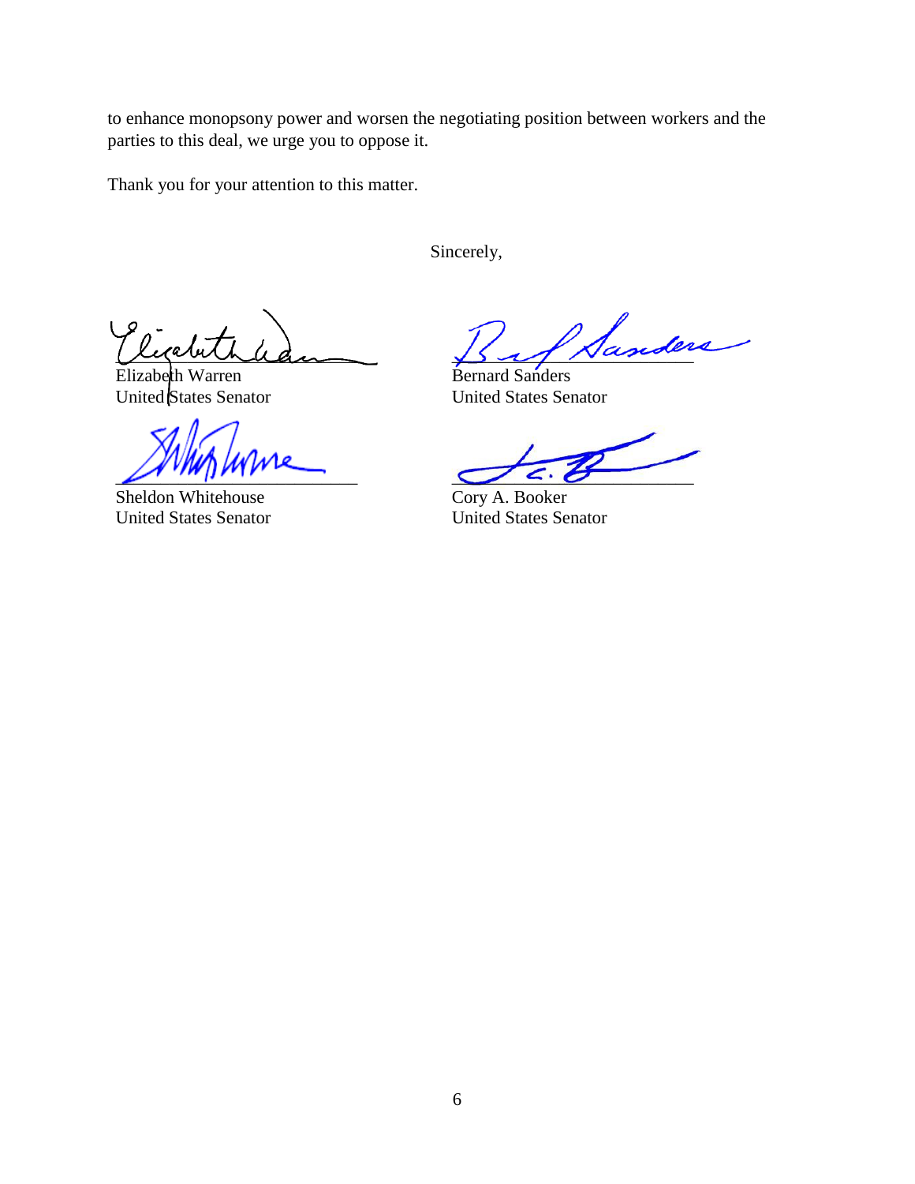to enhance monopsony power and worsen the negotiating position between workers and the parties to this deal, we urge you to oppose it.

Thank you for your attention to this matter.

Sincerely,

Elizabeth Warren
United States Senator

Bernard Sanders
United States Senator

Sheldon Whitehouse
United States Senator

Cory A. Booker
United States Senator